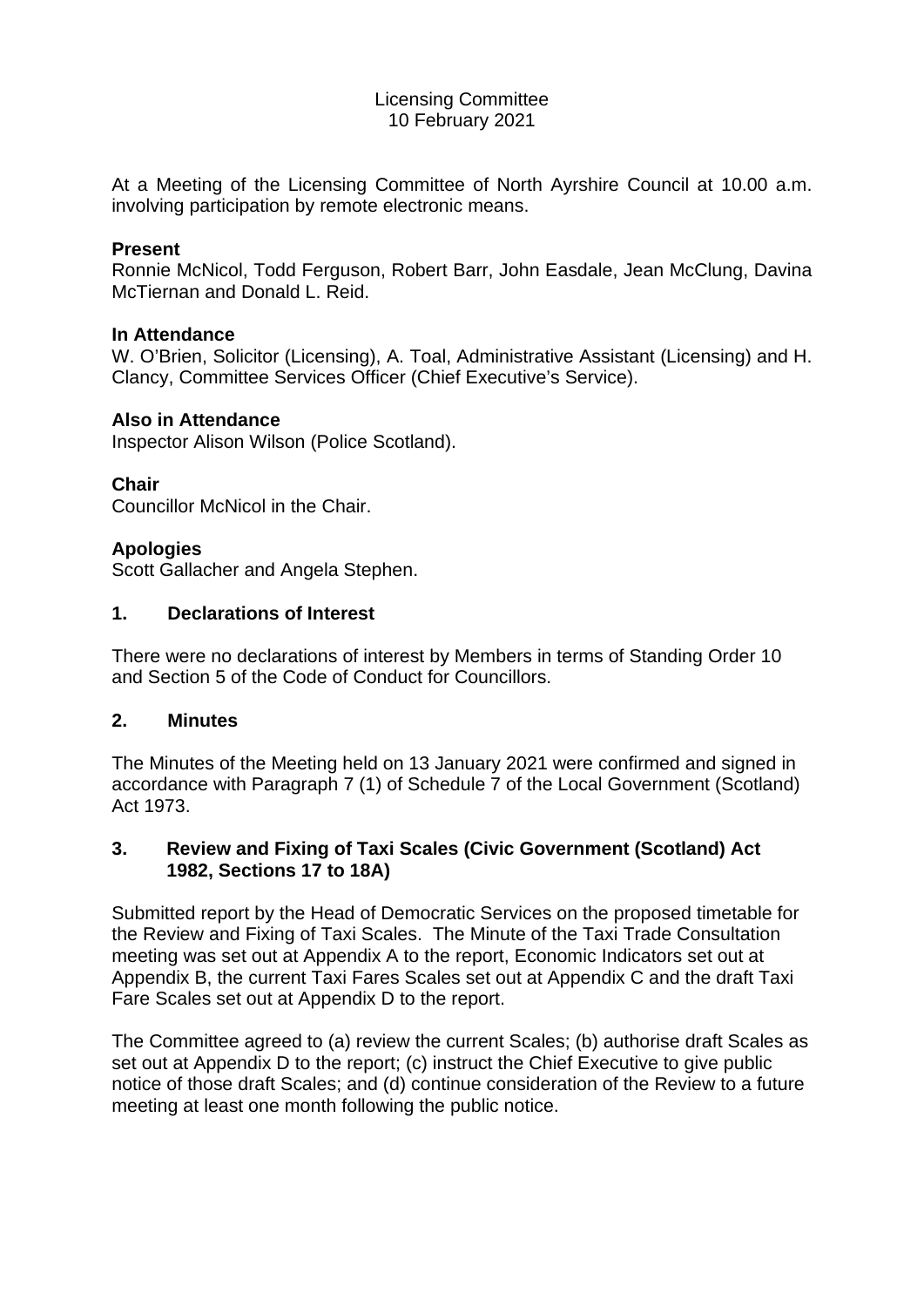Licensing Committee
10 February 2021

At a Meeting of the Licensing Committee of North Ayrshire Council at 10.00 a.m. involving participation by remote electronic means.

**Present**
Ronnie McNicol, Todd Ferguson, Robert Barr, John Easdale, Jean McClung, Davina McTiernan and Donald L. Reid.

**In Attendance**
W. O'Brien, Solicitor (Licensing), A. Toal, Administrative Assistant (Licensing) and H. Clancy, Committee Services Officer (Chief Executive's Service).

**Also in Attendance**
Inspector Alison Wilson (Police Scotland).

**Chair**
Councillor McNicol in the Chair.

**Apologies**
Scott Gallacher and Angela Stephen.

## 1. Declarations of Interest

There were no declarations of interest by Members in terms of Standing Order 10 and Section 5 of the Code of Conduct for Councillors.

## 2. Minutes

The Minutes of the Meeting held on 13 January 2021 were confirmed and signed in accordance with Paragraph 7 (1) of Schedule 7 of the Local Government (Scotland) Act 1973.

## 3. Review and Fixing of Taxi Scales (Civic Government (Scotland) Act 1982, Sections 17 to 18A)

Submitted report by the Head of Democratic Services on the proposed timetable for the Review and Fixing of Taxi Scales. The Minute of the Taxi Trade Consultation meeting was set out at Appendix A to the report, Economic Indicators set out at Appendix B, the current Taxi Fares Scales set out at Appendix C and the draft Taxi Fare Scales set out at Appendix D to the report.

The Committee agreed to (a) review the current Scales; (b) authorise draft Scales as set out at Appendix D to the report; (c) instruct the Chief Executive to give public notice of those draft Scales; and (d) continue consideration of the Review to a future meeting at least one month following the public notice.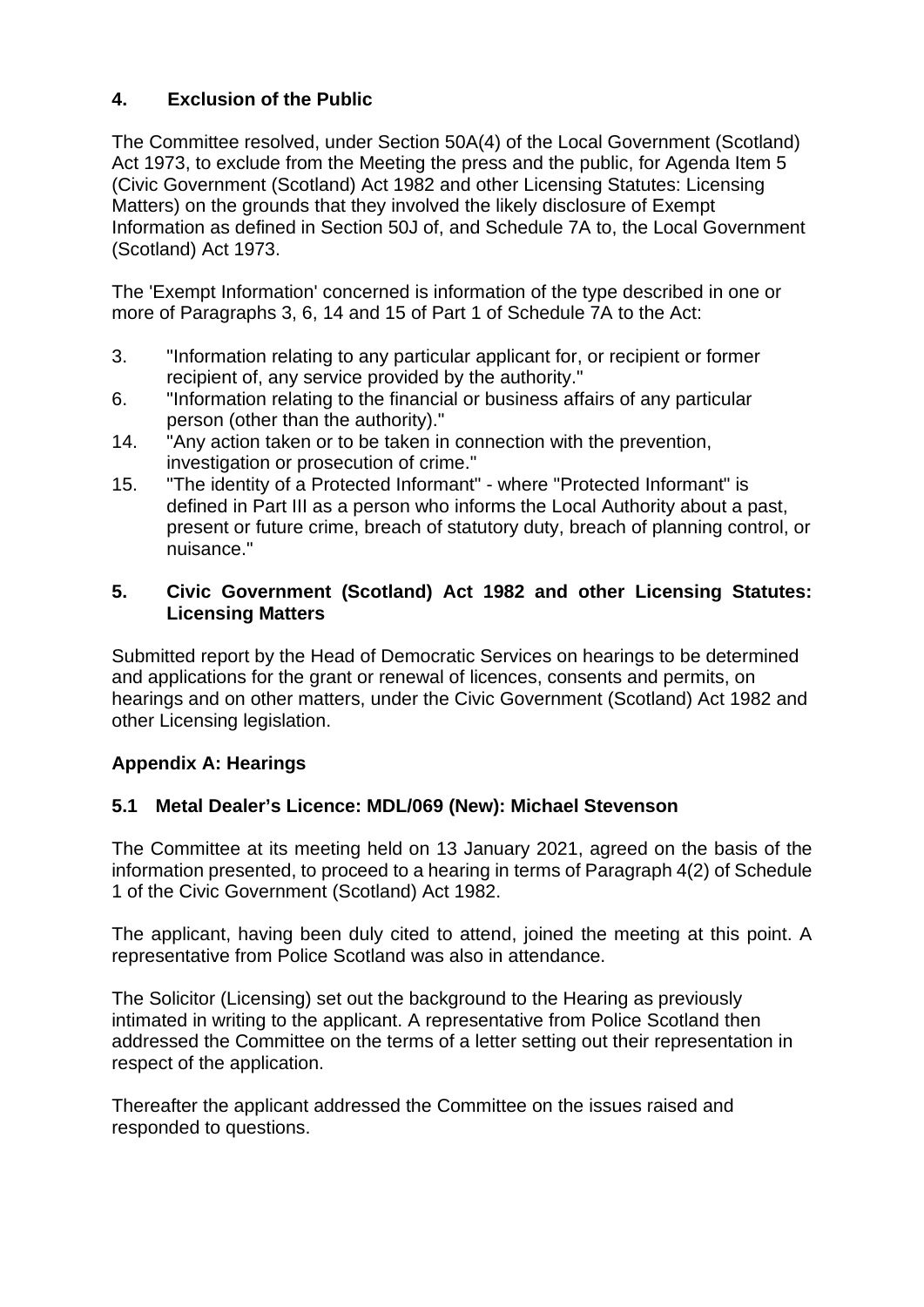## 4. Exclusion of the Public

The Committee resolved, under Section 50A(4) of the Local Government (Scotland) Act 1973, to exclude from the Meeting the press and the public, for Agenda Item 5 (Civic Government (Scotland) Act 1982 and other Licensing Statutes: Licensing Matters) on the grounds that they involved the likely disclosure of Exempt Information as defined in Section 50J of, and Schedule 7A to, the Local Government (Scotland) Act 1973.

The 'Exempt Information' concerned is information of the type described in one or more of Paragraphs 3, 6, 14 and 15 of Part 1 of Schedule 7A to the Act:

3. "Information relating to any particular applicant for, or recipient or former recipient of, any service provided by the authority."
6. "Information relating to the financial or business affairs of any particular person (other than the authority)."
14. "Any action taken or to be taken in connection with the prevention, investigation or prosecution of crime."
15. "The identity of a Protected Informant" - where "Protected Informant" is defined in Part III as a person who informs the Local Authority about a past, present or future crime, breach of statutory duty, breach of planning control, or nuisance."

## 5. Civic Government (Scotland) Act 1982 and other Licensing Statutes: Licensing Matters

Submitted report by the Head of Democratic Services on hearings to be determined and applications for the grant or renewal of licences, consents and permits, on hearings and on other matters, under the Civic Government (Scotland) Act 1982 and other Licensing legislation.

### Appendix A: Hearings

### 5.1 Metal Dealer's Licence: MDL/069 (New): Michael Stevenson

The Committee at its meeting held on 13 January 2021, agreed on the basis of the information presented, to proceed to a hearing in terms of Paragraph 4(2) of Schedule 1 of the Civic Government (Scotland) Act 1982.

The applicant, having been duly cited to attend, joined the meeting at this point. A representative from Police Scotland was also in attendance.

The Solicitor (Licensing) set out the background to the Hearing as previously intimated in writing to the applicant. A representative from Police Scotland then addressed the Committee on the terms of a letter setting out their representation in respect of the application.

Thereafter the applicant addressed the Committee on the issues raised and responded to questions.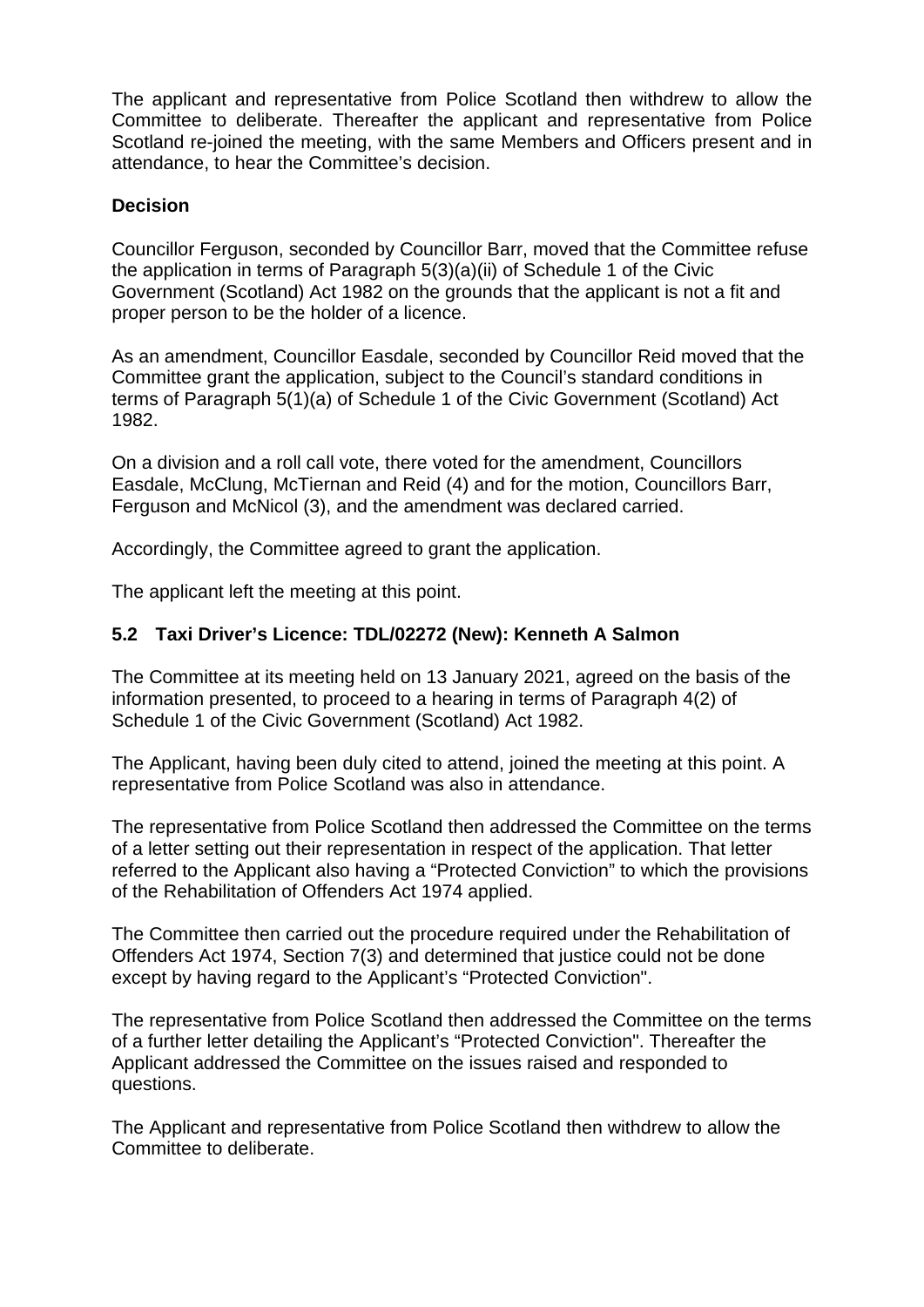The applicant and representative from Police Scotland then withdrew to allow the Committee to deliberate. Thereafter the applicant and representative from Police Scotland re-joined the meeting, with the same Members and Officers present and in attendance, to hear the Committee's decision.

**Decision**

Councillor Ferguson, seconded by Councillor Barr, moved that the Committee refuse the application in terms of Paragraph 5(3)(a)(ii) of Schedule 1 of the Civic Government (Scotland) Act 1982 on the grounds that the applicant is not a fit and proper person to be the holder of a licence.

As an amendment, Councillor Easdale, seconded by Councillor Reid moved that the Committee grant the application, subject to the Council's standard conditions in terms of Paragraph 5(1)(a) of Schedule 1 of the Civic Government (Scotland) Act 1982.

On a division and a roll call vote, there voted for the amendment, Councillors Easdale, McClung, McTiernan and Reid (4) and for the motion, Councillors Barr, Ferguson and McNicol (3), and the amendment was declared carried.

Accordingly, the Committee agreed to grant the application.

The applicant left the meeting at this point.

### 5.2 Taxi Driver's Licence: TDL/02272 (New): Kenneth A Salmon

The Committee at its meeting held on 13 January 2021, agreed on the basis of the information presented, to proceed to a hearing in terms of Paragraph 4(2) of Schedule 1 of the Civic Government (Scotland) Act 1982.

The Applicant, having been duly cited to attend, joined the meeting at this point. A representative from Police Scotland was also in attendance.

The representative from Police Scotland then addressed the Committee on the terms of a letter setting out their representation in respect of the application. That letter referred to the Applicant also having a "Protected Conviction" to which the provisions of the Rehabilitation of Offenders Act 1974 applied.

The Committee then carried out the procedure required under the Rehabilitation of Offenders Act 1974, Section 7(3) and determined that justice could not be done except by having regard to the Applicant's "Protected Conviction".

The representative from Police Scotland then addressed the Committee on the terms of a further letter detailing the Applicant's "Protected Conviction". Thereafter the Applicant addressed the Committee on the issues raised and responded to questions.

The Applicant and representative from Police Scotland then withdrew to allow the Committee to deliberate.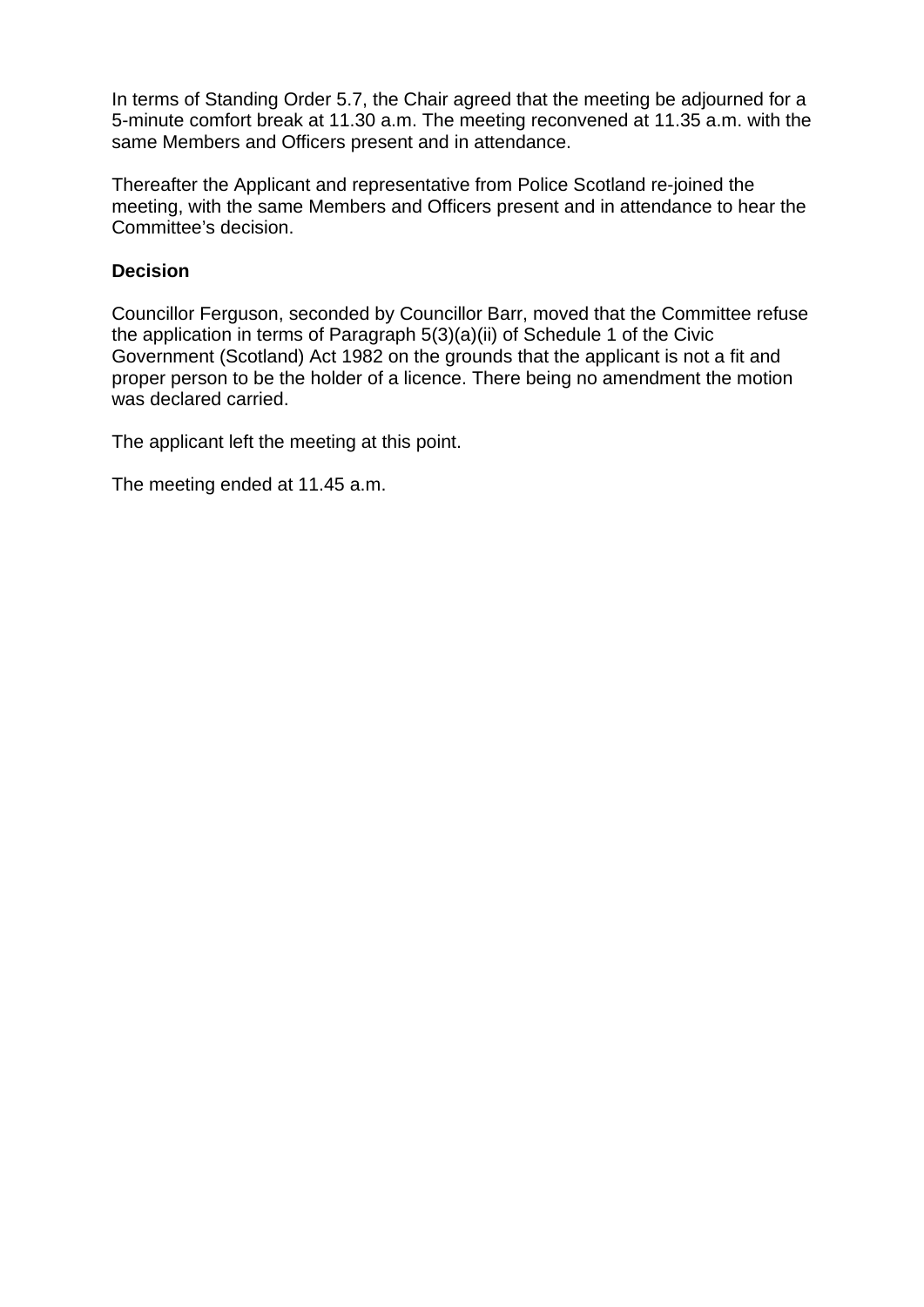In terms of Standing Order 5.7, the Chair agreed that the meeting be adjourned for a 5-minute comfort break at 11.30 a.m. The meeting reconvened at 11.35 a.m. with the same Members and Officers present and in attendance.

Thereafter the Applicant and representative from Police Scotland re-joined the meeting, with the same Members and Officers present and in attendance to hear the Committee's decision.

**Decision**

Councillor Ferguson, seconded by Councillor Barr, moved that the Committee refuse the application in terms of Paragraph 5(3)(a)(ii) of Schedule 1 of the Civic Government (Scotland) Act 1982 on the grounds that the applicant is not a fit and proper person to be the holder of a licence. There being no amendment the motion was declared carried.

The applicant left the meeting at this point.

The meeting ended at 11.45 a.m.